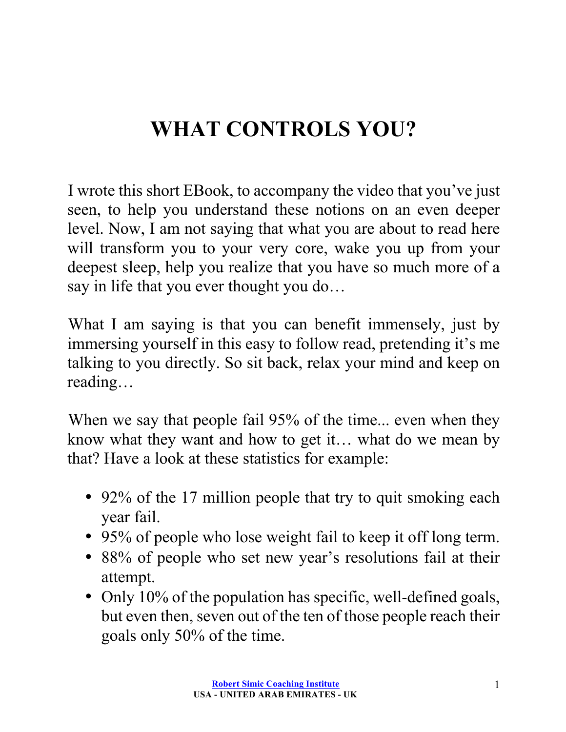# WHAT CONTROLS YOU?

I wrote this short EBook, to accompany the video that you've just seen, to help you understand these notions on an even deeper level. Now, I am not saying that what you are about to read here will transform you to your very core, wake you up from your deepest sleep, help you realize that you have so much more of a say in life that you ever thought you do…

What I am saying is that you can benefit immensely, just by immersing yourself in this easy to follow read, pretending it's me talking to you directly. So sit back, relax your mind and keep on reading…

When we say that people fail 95% of the time... even when they know what they want and how to get it… what do we mean by that? Have a look at these statistics for example:

- 92% of the 17 million people that try to quit smoking each year fail.
- 95% of people who lose weight fail to keep it off long term.
- 88% of people who set new year's resolutions fail at their attempt.
- Only 10% of the population has specific, well-defined goals, but even then, seven out of the ten of those people reach their goals only 50% of the time.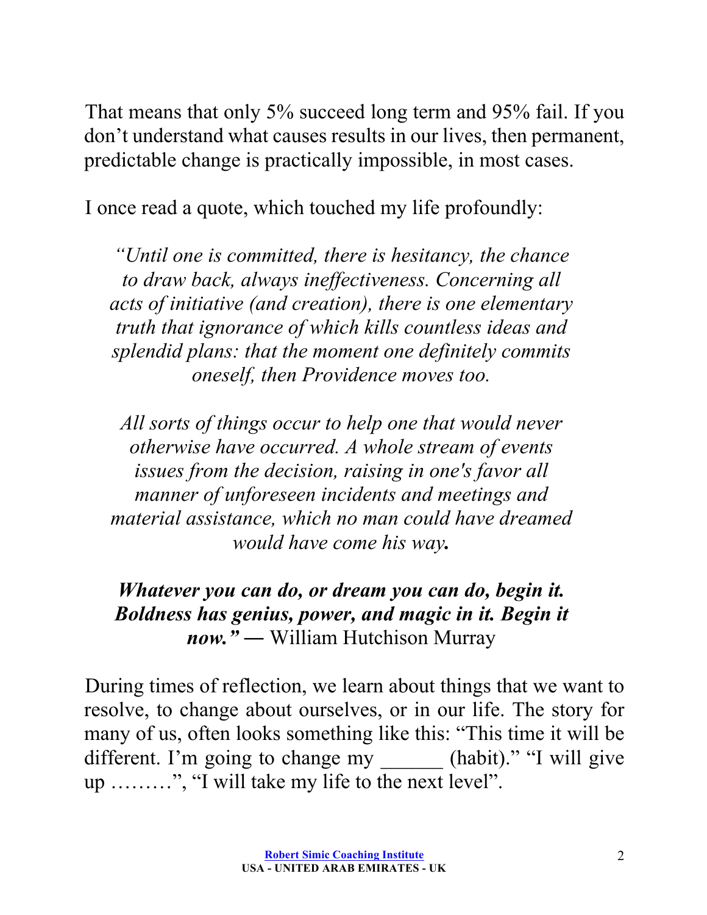That means that only 5% succeed long term and 95% fail. If you don't understand what causes results in our lives, then permanent, predictable change is practically impossible, in most cases.

I once read a quote, which touched my life profoundly:

> *"Until one is committed, there is hesitancy, the chance to draw back, always ineffectiveness. Concerning all acts of initiative (and creation), there is one elementary truth that ignorance of which kills countless ideas and splendid plans: that the moment one definitely commits oneself, then Providence moves too.*
>
> *All sorts of things occur to help one that would never otherwise have occurred. A whole stream of events issues from the decision, raising in one's favor all manner of unforeseen incidents and meetings and material assistance, which no man could have dreamed would have come his way.*
>
> ***Whatever you can do, or dream you can do, begin it. Boldness has genius, power, and magic in it. Begin it now." —*** William Hutchison Murray

During times of reflection, we learn about things that we want to resolve, to change about ourselves, or in our life. The story for many of us, often looks something like this: "This time it will be different. I'm going to change my ______ (habit)." "I will give up ………", "I will take my life to the next level".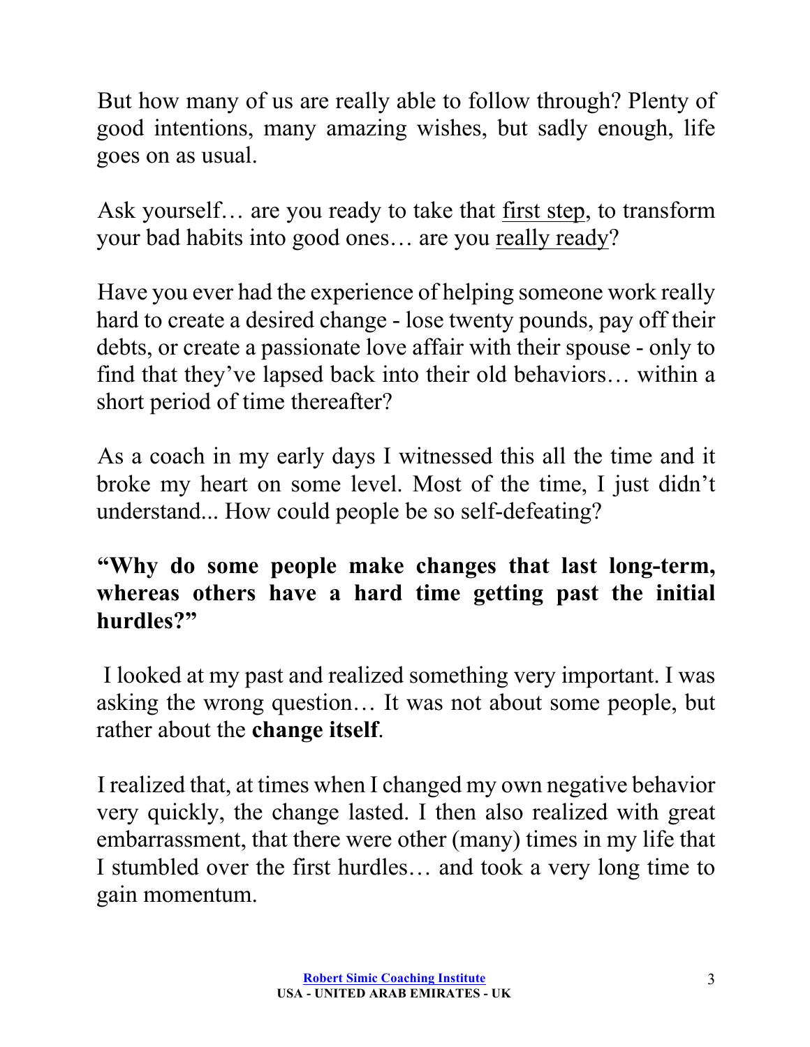But how many of us are really able to follow through? Plenty of good intentions, many amazing wishes, but sadly enough, life goes on as usual.

Ask yourself… are you ready to take that <u>first step</u>, to transform your bad habits into good ones… are you <u>really ready</u>?

Have you ever had the experience of helping someone work really hard to create a desired change - lose twenty pounds, pay off their debts, or create a passionate love affair with their spouse - only to find that they've lapsed back into their old behaviors… within a short period of time thereafter?

As a coach in my early days I witnessed this all the time and it broke my heart on some level. Most of the time, I just didn't understand... How could people be so self-defeating?

**"Why do some people make changes that last long-term, whereas others have a hard time getting past the initial hurdles?"**

I looked at my past and realized something very important. I was asking the wrong question… It was not about some people, but rather about the **change itself**.

I realized that, at times when I changed my own negative behavior very quickly, the change lasted. I then also realized with great embarrassment, that there were other (many) times in my life that I stumbled over the first hurdles… and took a very long time to gain momentum.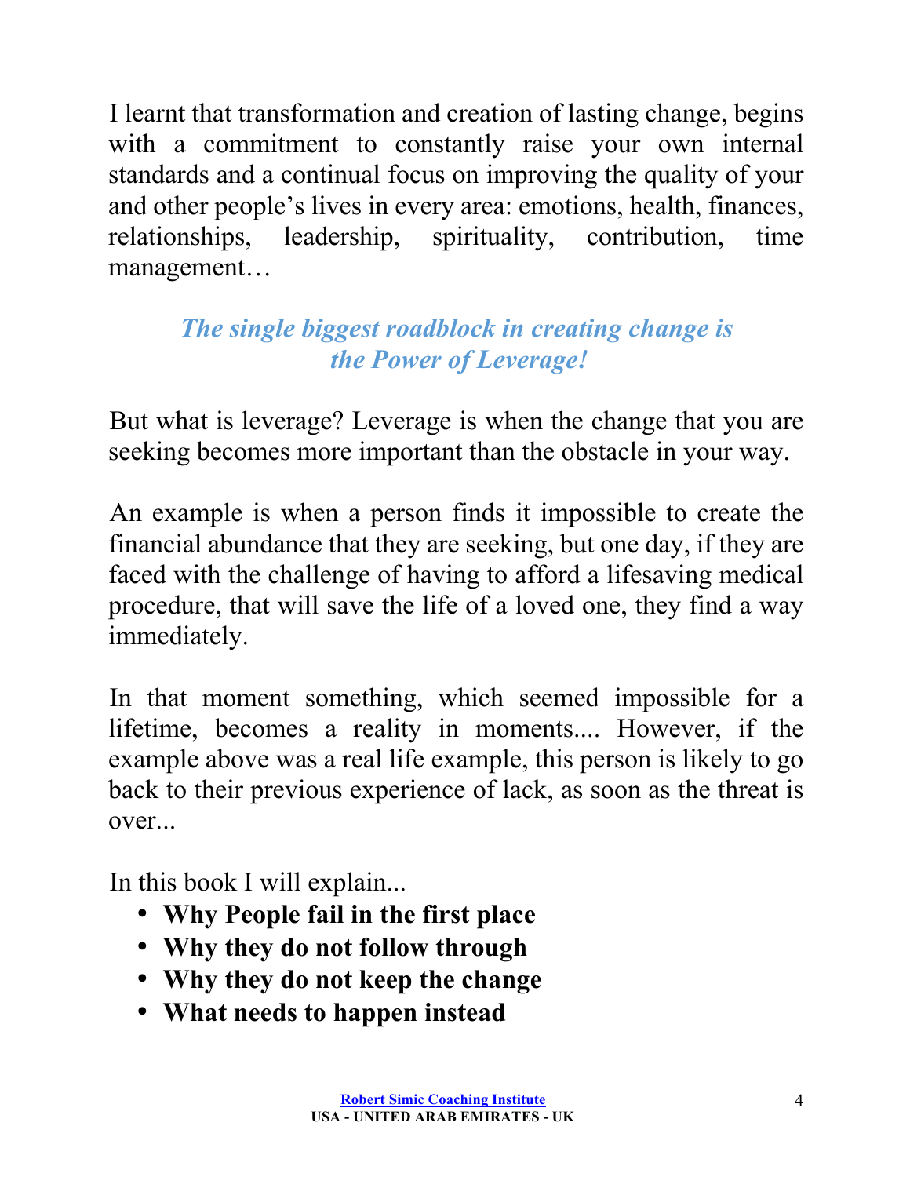I learnt that transformation and creation of lasting change, begins with a commitment to constantly raise your own internal standards and a continual focus on improving the quality of your and other people's lives in every area: emotions, health, finances, relationships, leadership, spirituality, contribution, time management…

***The single biggest roadblock in creating change is the Power of Leverage!***

But what is leverage? Leverage is when the change that you are seeking becomes more important than the obstacle in your way.

An example is when a person finds it impossible to create the financial abundance that they are seeking, but one day, if they are faced with the challenge of having to afford a lifesaving medical procedure, that will save the life of a loved one, they find a way immediately.

In that moment something, which seemed impossible for a lifetime, becomes a reality in moments.... However, if the example above was a real life example, this person is likely to go back to their previous experience of lack, as soon as the threat is over...

In this book I will explain...

- **Why People fail in the first place**
- **Why they do not follow through**
- **Why they do not keep the change**
- **What needs to happen instead**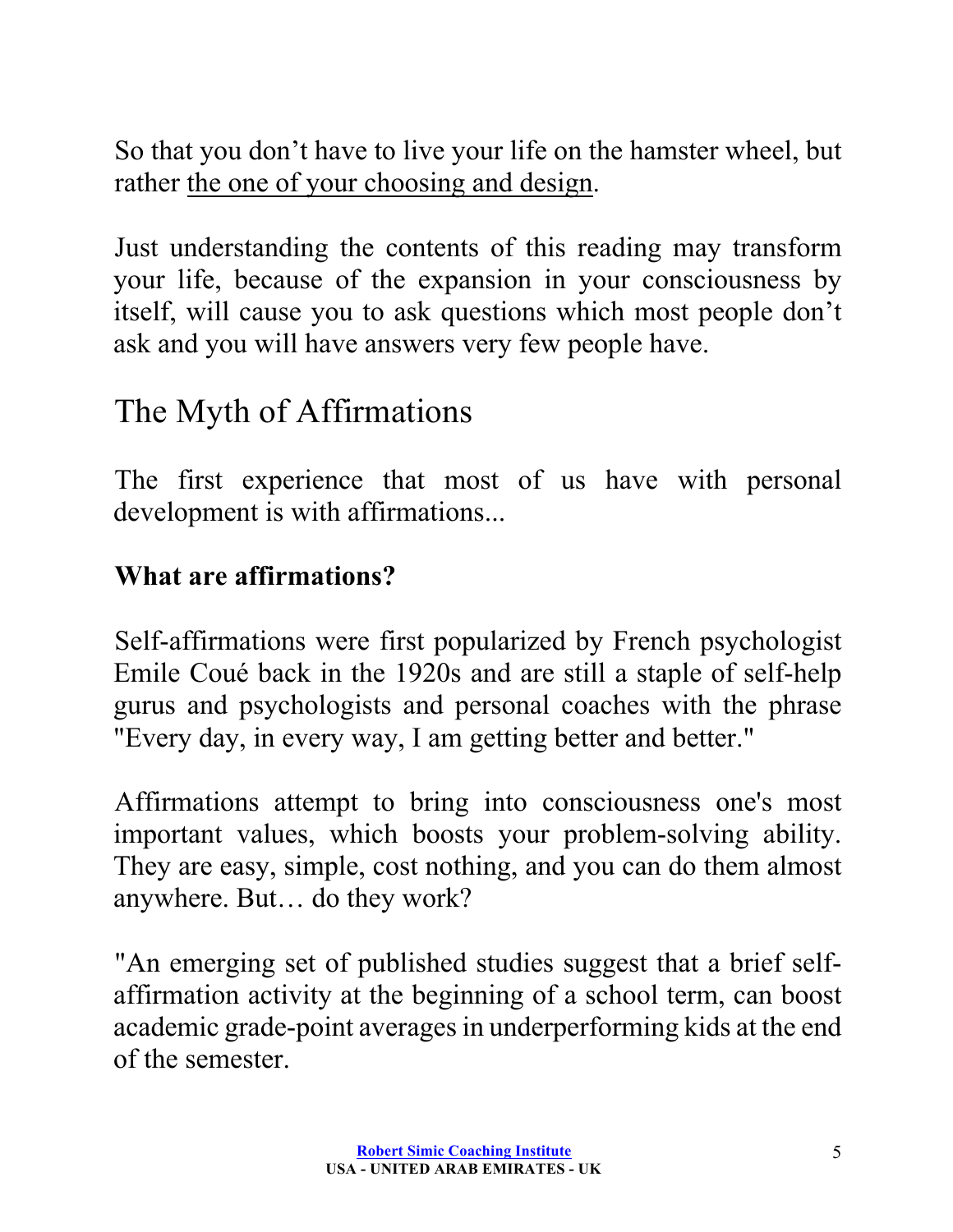So that you don't have to live your life on the hamster wheel, but rather <u>the one of your choosing and design</u>.

Just understanding the contents of this reading may transform your life, because of the expansion in your consciousness by itself, will cause you to ask questions which most people don't ask and you will have answers very few people have.

## The Myth of Affirmations

The first experience that most of us have with personal development is with affirmations...

**What are affirmations?**

Self-affirmations were first popularized by French psychologist Emile Coué back in the 1920s and are still a staple of self-help gurus and psychologists and personal coaches with the phrase "Every day, in every way, I am getting better and better."

Affirmations attempt to bring into consciousness one's most important values, which boosts your problem-solving ability. They are easy, simple, cost nothing, and you can do them almost anywhere. But… do they work?

"An emerging set of published studies suggest that a brief self-affirmation activity at the beginning of a school term, can boost academic grade-point averages in underperforming kids at the end of the semester.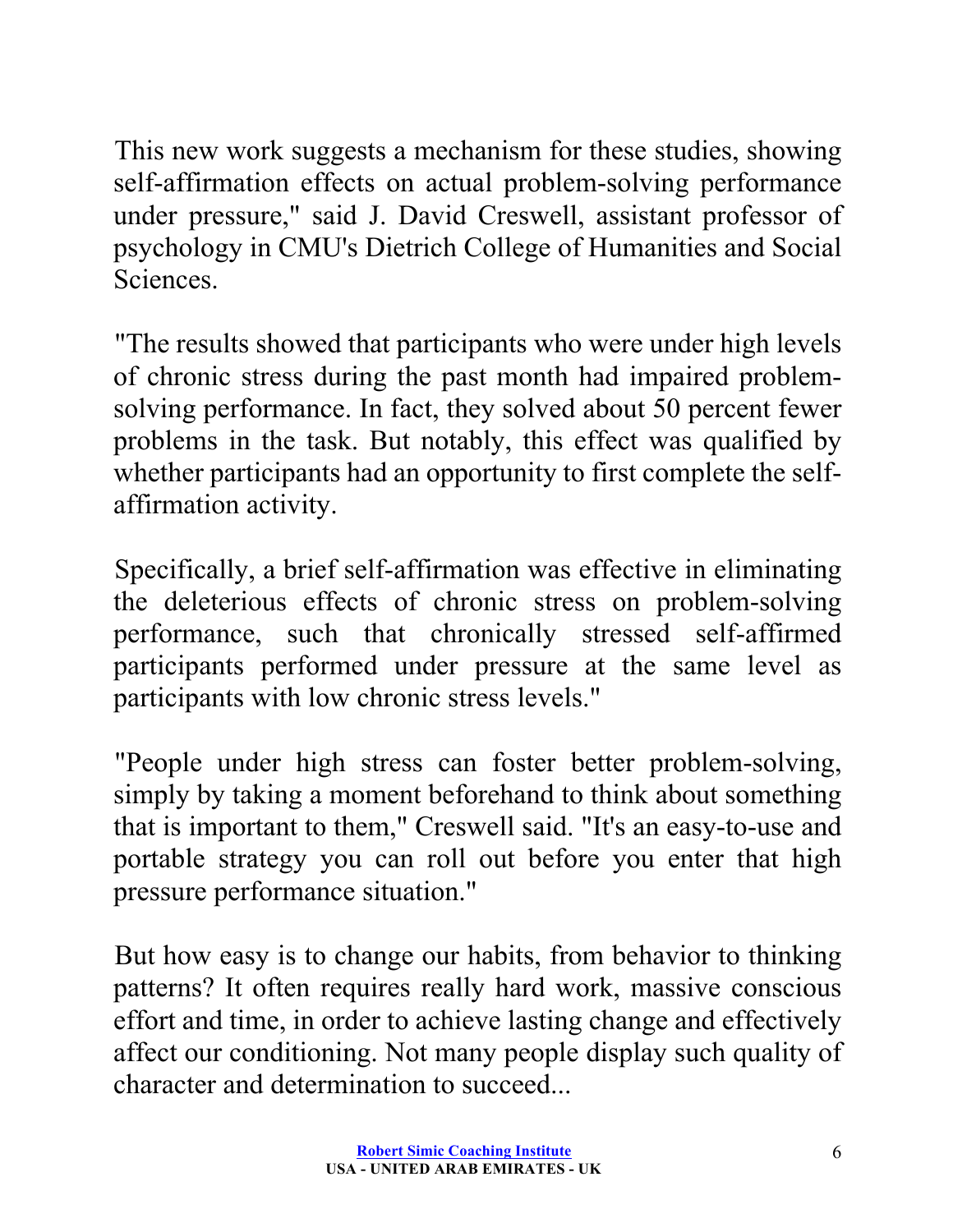This new work suggests a mechanism for these studies, showing self-affirmation effects on actual problem-solving performance under pressure," said J. David Creswell, assistant professor of psychology in CMU's Dietrich College of Humanities and Social Sciences.

"The results showed that participants who were under high levels of chronic stress during the past month had impaired problem-solving performance. In fact, they solved about 50 percent fewer problems in the task. But notably, this effect was qualified by whether participants had an opportunity to first complete the self-affirmation activity.

Specifically, a brief self-affirmation was effective in eliminating the deleterious effects of chronic stress on problem-solving performance, such that chronically stressed self-affirmed participants performed under pressure at the same level as participants with low chronic stress levels."

"People under high stress can foster better problem-solving, simply by taking a moment beforehand to think about something that is important to them," Creswell said. "It's an easy-to-use and portable strategy you can roll out before you enter that high pressure performance situation."

But how easy is to change our habits, from behavior to thinking patterns? It often requires really hard work, massive conscious effort and time, in order to achieve lasting change and effectively affect our conditioning. Not many people display such quality of character and determination to succeed...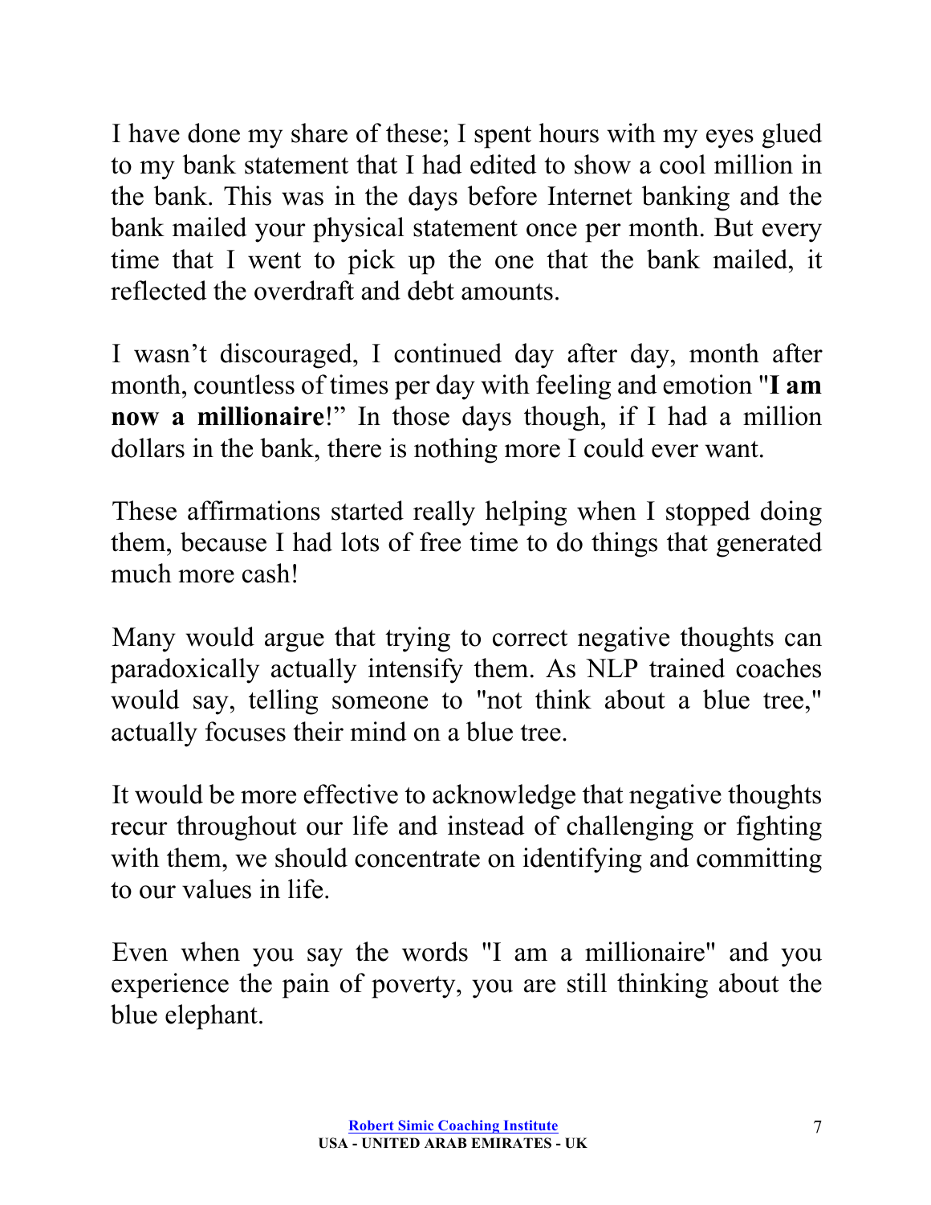I have done my share of these; I spent hours with my eyes glued to my bank statement that I had edited to show a cool million in the bank. This was in the days before Internet banking and the bank mailed your physical statement once per month. But every time that I went to pick up the one that the bank mailed, it reflected the overdraft and debt amounts.

I wasn't discouraged, I continued day after day, month after month, countless of times per day with feeling and emotion "**I am now a millionaire**!" In those days though, if I had a million dollars in the bank, there is nothing more I could ever want.

These affirmations started really helping when I stopped doing them, because I had lots of free time to do things that generated much more cash!

Many would argue that trying to correct negative thoughts can paradoxically actually intensify them. As NLP trained coaches would say, telling someone to "not think about a blue tree," actually focuses their mind on a blue tree.

It would be more effective to acknowledge that negative thoughts recur throughout our life and instead of challenging or fighting with them, we should concentrate on identifying and committing to our values in life.

Even when you say the words "I am a millionaire" and you experience the pain of poverty, you are still thinking about the blue elephant.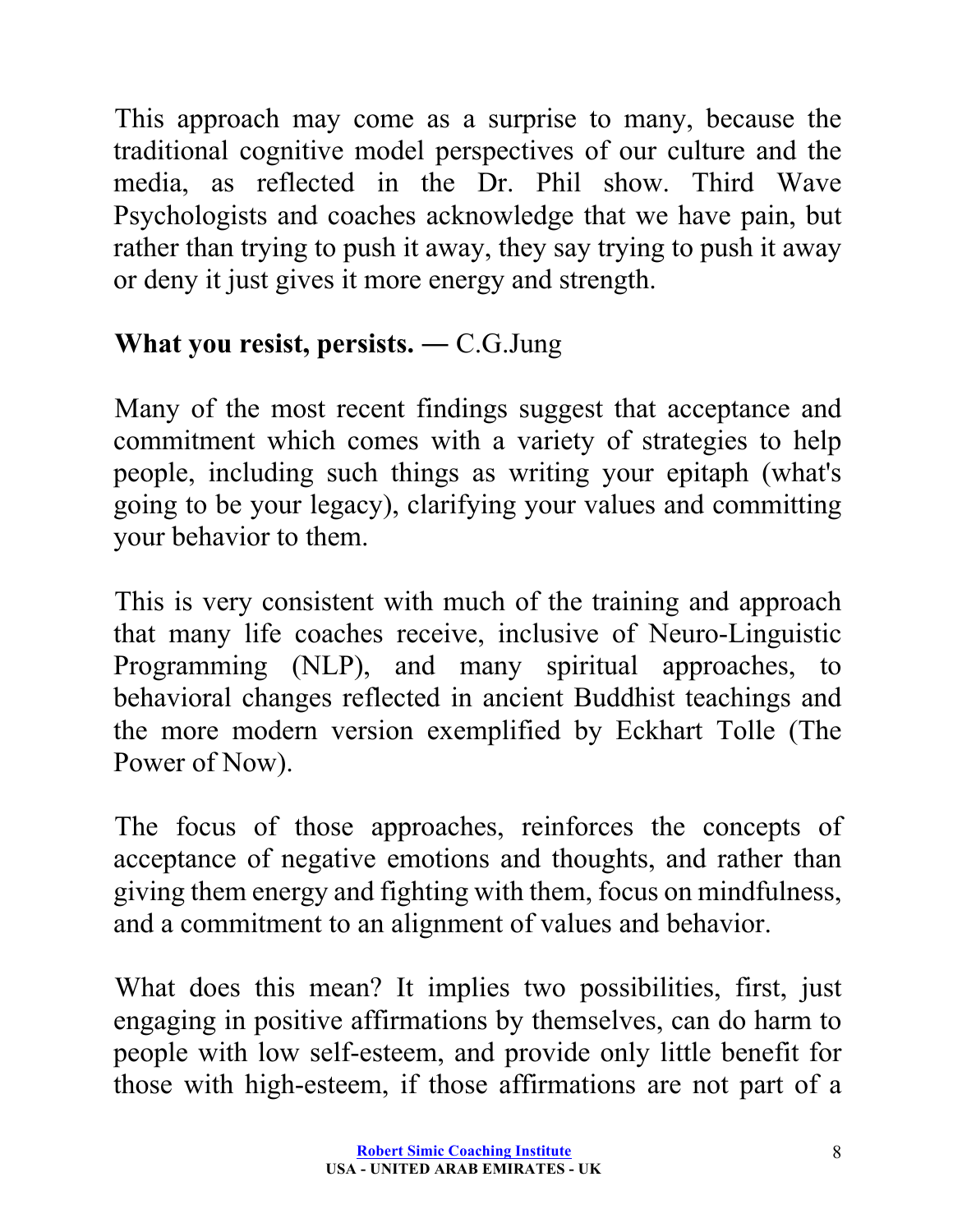This approach may come as a surprise to many, because the traditional cognitive model perspectives of our culture and the media, as reflected in the Dr. Phil show. Third Wave Psychologists and coaches acknowledge that we have pain, but rather than trying to push it away, they say trying to push it away or deny it just gives it more energy and strength.

**What you resist, persists. ―** C.G.Jung

Many of the most recent findings suggest that acceptance and commitment which comes with a variety of strategies to help people, including such things as writing your epitaph (what's going to be your legacy), clarifying your values and committing your behavior to them.

This is very consistent with much of the training and approach that many life coaches receive, inclusive of Neuro-Linguistic Programming (NLP), and many spiritual approaches, to behavioral changes reflected in ancient Buddhist teachings and the more modern version exemplified by Eckhart Tolle (The Power of Now).

The focus of those approaches, reinforces the concepts of acceptance of negative emotions and thoughts, and rather than giving them energy and fighting with them, focus on mindfulness, and a commitment to an alignment of values and behavior.

What does this mean? It implies two possibilities, first, just engaging in positive affirmations by themselves, can do harm to people with low self-esteem, and provide only little benefit for those with high-esteem, if those affirmations are not part of a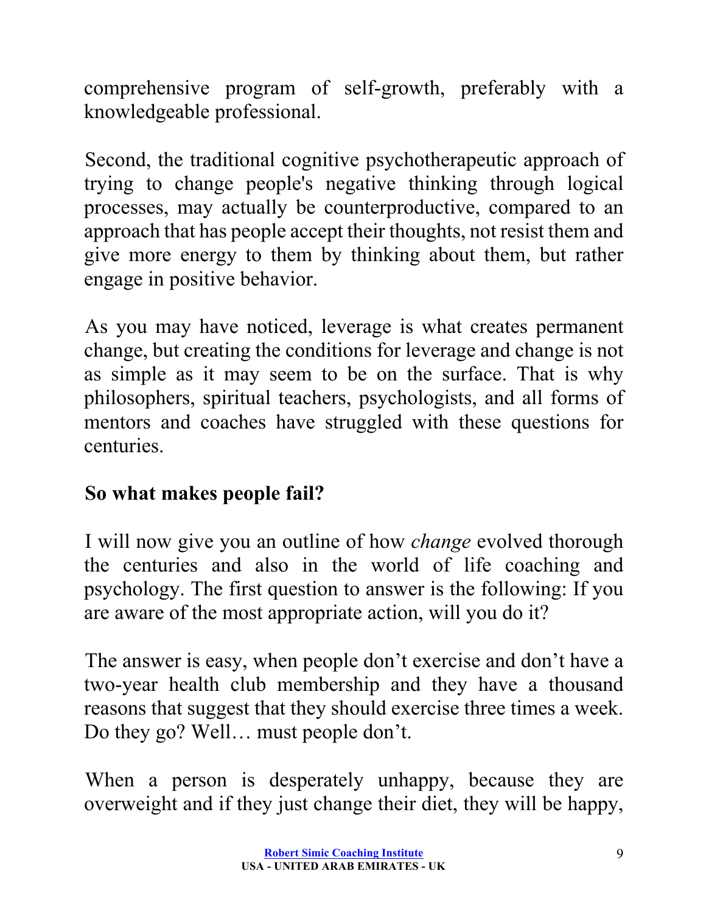comprehensive program of self-growth, preferably with a knowledgeable professional.

Second, the traditional cognitive psychotherapeutic approach of trying to change people's negative thinking through logical processes, may actually be counterproductive, compared to an approach that has people accept their thoughts, not resist them and give more energy to them by thinking about them, but rather engage in positive behavior.

As you may have noticed, leverage is what creates permanent change, but creating the conditions for leverage and change is not as simple as it may seem to be on the surface. That is why philosophers, spiritual teachers, psychologists, and all forms of mentors and coaches have struggled with these questions for centuries.

**So what makes people fail?**

I will now give you an outline of how *change* evolved thorough the centuries and also in the world of life coaching and psychology. The first question to answer is the following: If you are aware of the most appropriate action, will you do it?

The answer is easy, when people don't exercise and don't have a two-year health club membership and they have a thousand reasons that suggest that they should exercise three times a week. Do they go? Well… must people don't.

When a person is desperately unhappy, because they are overweight and if they just change their diet, they will be happy,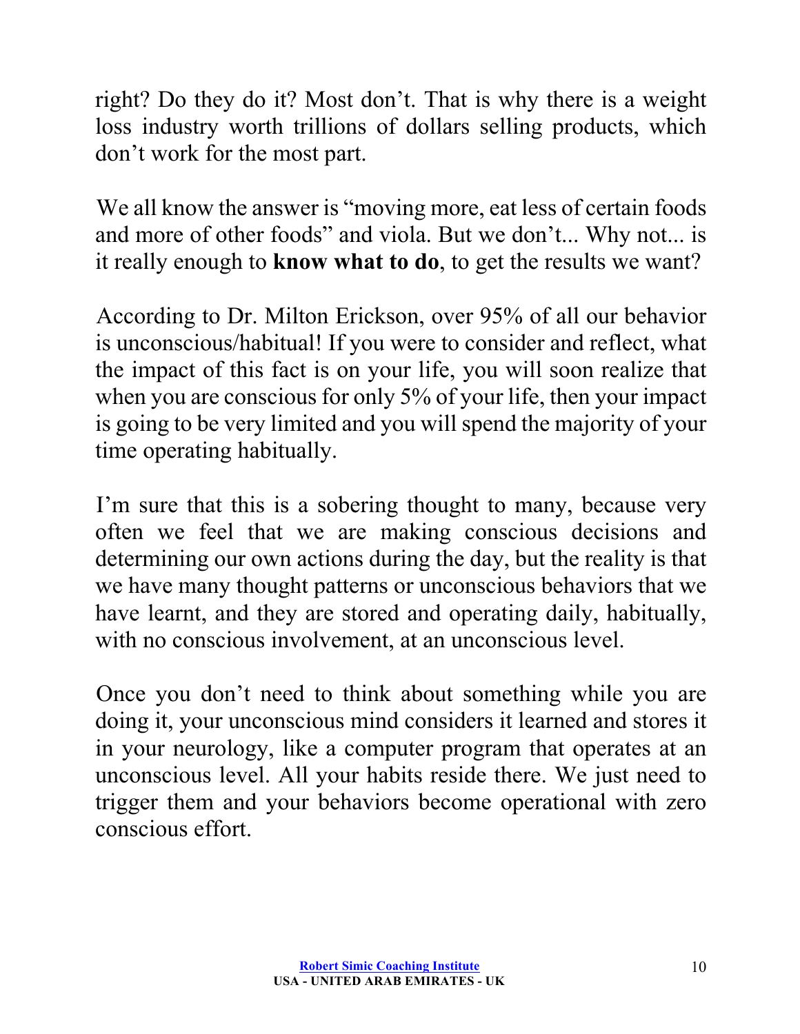right? Do they do it? Most don't. That is why there is a weight loss industry worth trillions of dollars selling products, which don't work for the most part.

We all know the answer is "moving more, eat less of certain foods and more of other foods" and viola. But we don't... Why not... is it really enough to **know what to do**, to get the results we want?

According to Dr. Milton Erickson, over 95% of all our behavior is unconscious/habitual! If you were to consider and reflect, what the impact of this fact is on your life, you will soon realize that when you are conscious for only 5% of your life, then your impact is going to be very limited and you will spend the majority of your time operating habitually.

I'm sure that this is a sobering thought to many, because very often we feel that we are making conscious decisions and determining our own actions during the day, but the reality is that we have many thought patterns or unconscious behaviors that we have learnt, and they are stored and operating daily, habitually, with no conscious involvement, at an unconscious level.

Once you don't need to think about something while you are doing it, your unconscious mind considers it learned and stores it in your neurology, like a computer program that operates at an unconscious level. All your habits reside there. We just need to trigger them and your behaviors become operational with zero conscious effort.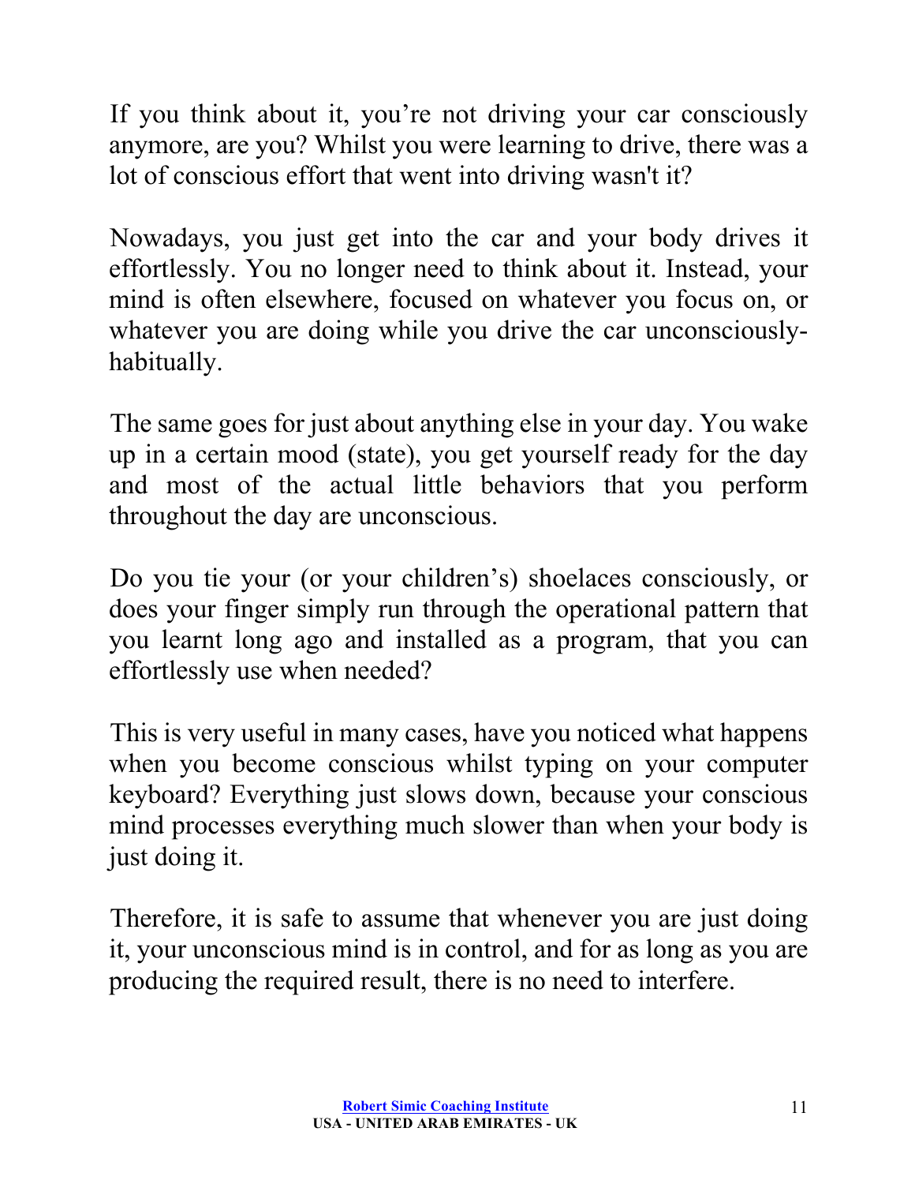If you think about it, you're not driving your car consciously anymore, are you? Whilst you were learning to drive, there was a lot of conscious effort that went into driving wasn't it?

Nowadays, you just get into the car and your body drives it effortlessly. You no longer need to think about it. Instead, your mind is often elsewhere, focused on whatever you focus on, or whatever you are doing while you drive the car unconsciously-habitually.

The same goes for just about anything else in your day. You wake up in a certain mood (state), you get yourself ready for the day and most of the actual little behaviors that you perform throughout the day are unconscious.

Do you tie your (or your children's) shoelaces consciously, or does your finger simply run through the operational pattern that you learnt long ago and installed as a program, that you can effortlessly use when needed?

This is very useful in many cases, have you noticed what happens when you become conscious whilst typing on your computer keyboard? Everything just slows down, because your conscious mind processes everything much slower than when your body is just doing it.

Therefore, it is safe to assume that whenever you are just doing it, your unconscious mind is in control, and for as long as you are producing the required result, there is no need to interfere.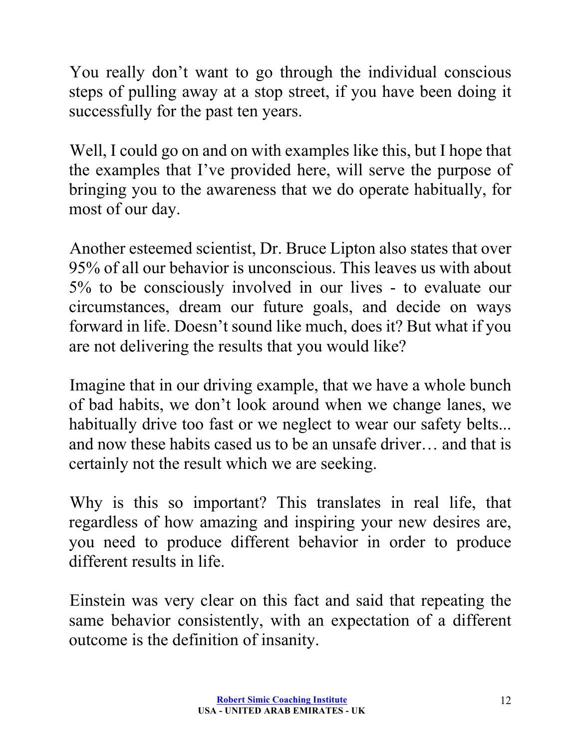You really don't want to go through the individual conscious steps of pulling away at a stop street, if you have been doing it successfully for the past ten years.

Well, I could go on and on with examples like this, but I hope that the examples that I've provided here, will serve the purpose of bringing you to the awareness that we do operate habitually, for most of our day.

Another esteemed scientist, Dr. Bruce Lipton also states that over 95% of all our behavior is unconscious. This leaves us with about 5% to be consciously involved in our lives - to evaluate our circumstances, dream our future goals, and decide on ways forward in life. Doesn't sound like much, does it? But what if you are not delivering the results that you would like?

Imagine that in our driving example, that we have a whole bunch of bad habits, we don't look around when we change lanes, we habitually drive too fast or we neglect to wear our safety belts... and now these habits cased us to be an unsafe driver… and that is certainly not the result which we are seeking.

Why is this so important? This translates in real life, that regardless of how amazing and inspiring your new desires are, you need to produce different behavior in order to produce different results in life.

Einstein was very clear on this fact and said that repeating the same behavior consistently, with an expectation of a different outcome is the definition of insanity.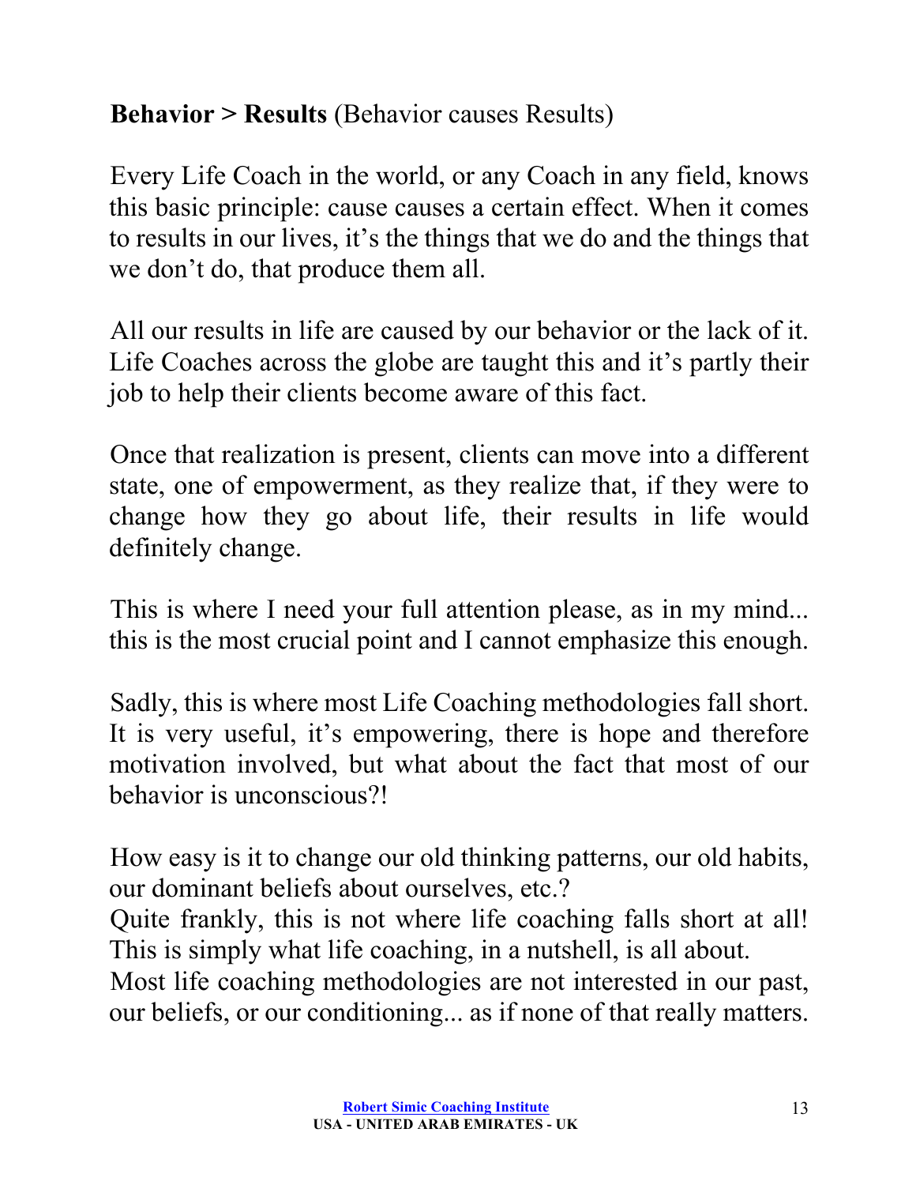**Behavior > Results** (Behavior causes Results)

Every Life Coach in the world, or any Coach in any field, knows this basic principle: cause causes a certain effect. When it comes to results in our lives, it's the things that we do and the things that we don't do, that produce them all.

All our results in life are caused by our behavior or the lack of it. Life Coaches across the globe are taught this and it's partly their job to help their clients become aware of this fact.

Once that realization is present, clients can move into a different state, one of empowerment, as they realize that, if they were to change how they go about life, their results in life would definitely change.

This is where I need your full attention please, as in my mind... this is the most crucial point and I cannot emphasize this enough.

Sadly, this is where most Life Coaching methodologies fall short. It is very useful, it's empowering, there is hope and therefore motivation involved, but what about the fact that most of our behavior is unconscious?!

How easy is it to change our old thinking patterns, our old habits, our dominant beliefs about ourselves, etc.?
Quite frankly, this is not where life coaching falls short at all! This is simply what life coaching, in a nutshell, is all about.
Most life coaching methodologies are not interested in our past, our beliefs, or our conditioning... as if none of that really matters.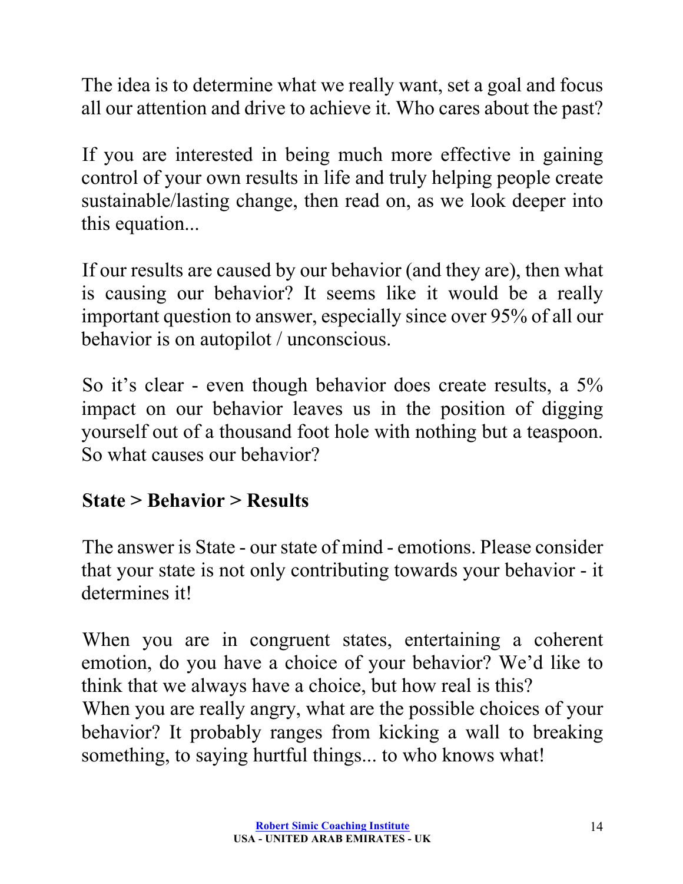The idea is to determine what we really want, set a goal and focus all our attention and drive to achieve it. Who cares about the past?

If you are interested in being much more effective in gaining control of your own results in life and truly helping people create sustainable/lasting change, then read on, as we look deeper into this equation...

If our results are caused by our behavior (and they are), then what is causing our behavior? It seems like it would be a really important question to answer, especially since over 95% of all our behavior is on autopilot / unconscious.

So it's clear - even though behavior does create results, a 5% impact on our behavior leaves us in the position of digging yourself out of a thousand foot hole with nothing but a teaspoon. So what causes our behavior?

**State > Behavior > Results**

The answer is State - our state of mind - emotions. Please consider that your state is not only contributing towards your behavior - it determines it!

When you are in congruent states, entertaining a coherent emotion, do you have a choice of your behavior? We'd like to think that we always have a choice, but how real is this?
When you are really angry, what are the possible choices of your behavior? It probably ranges from kicking a wall to breaking something, to saying hurtful things... to who knows what!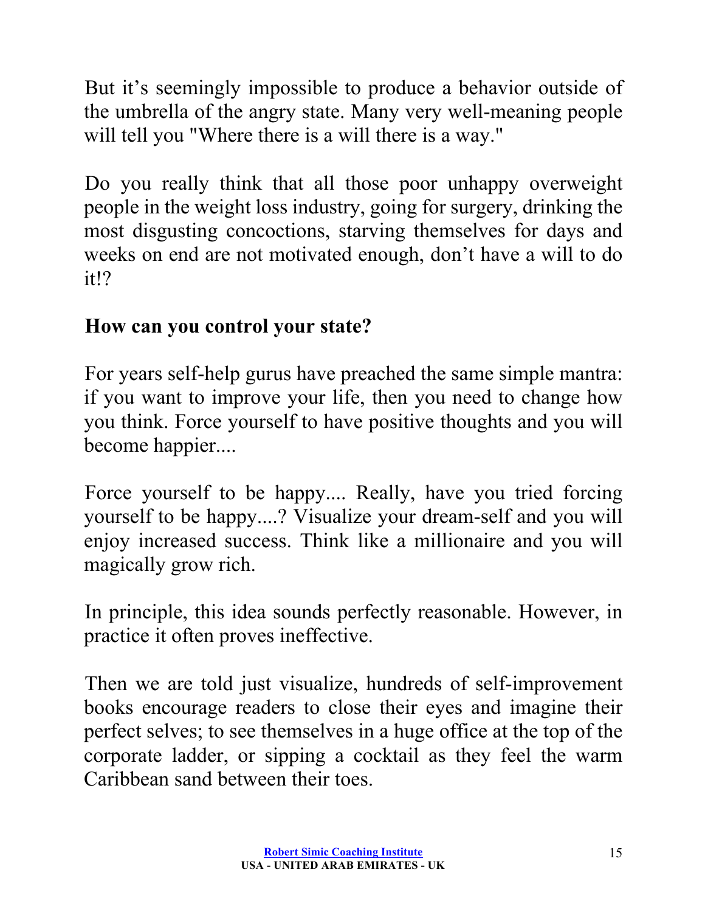But it's seemingly impossible to produce a behavior outside of the umbrella of the angry state. Many very well-meaning people will tell you "Where there is a will there is a way."

Do you really think that all those poor unhappy overweight people in the weight loss industry, going for surgery, drinking the most disgusting concoctions, starving themselves for days and weeks on end are not motivated enough, don't have a will to do it!?

**How can you control your state?**

For years self-help gurus have preached the same simple mantra: if you want to improve your life, then you need to change how you think. Force yourself to have positive thoughts and you will become happier....

Force yourself to be happy.... Really, have you tried forcing yourself to be happy....? Visualize your dream-self and you will enjoy increased success. Think like a millionaire and you will magically grow rich.

In principle, this idea sounds perfectly reasonable. However, in practice it often proves ineffective.

Then we are told just visualize, hundreds of self-improvement books encourage readers to close their eyes and imagine their perfect selves; to see themselves in a huge office at the top of the corporate ladder, or sipping a cocktail as they feel the warm Caribbean sand between their toes.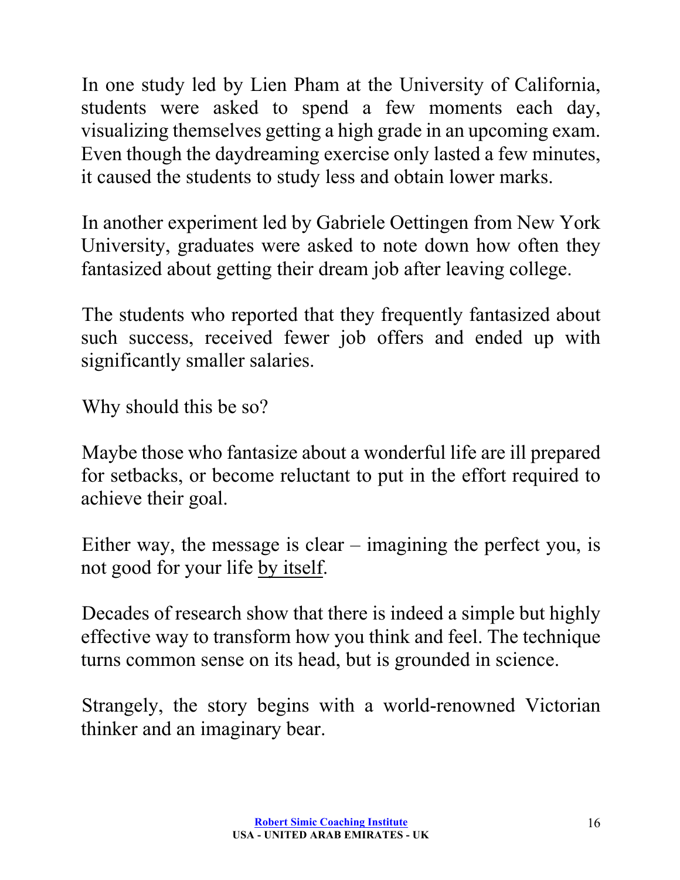In one study led by Lien Pham at the University of California, students were asked to spend a few moments each day, visualizing themselves getting a high grade in an upcoming exam. Even though the daydreaming exercise only lasted a few minutes, it caused the students to study less and obtain lower marks.

In another experiment led by Gabriele Oettingen from New York University, graduates were asked to note down how often they fantasized about getting their dream job after leaving college.

The students who reported that they frequently fantasized about such success, received fewer job offers and ended up with significantly smaller salaries.

Why should this be so?

Maybe those who fantasize about a wonderful life are ill prepared for setbacks, or become reluctant to put in the effort required to achieve their goal.

Either way, the message is clear – imagining the perfect you, is not good for your life <u>by itself</u>.

Decades of research show that there is indeed a simple but highly effective way to transform how you think and feel. The technique turns common sense on its head, but is grounded in science.

Strangely, the story begins with a world-renowned Victorian thinker and an imaginary bear.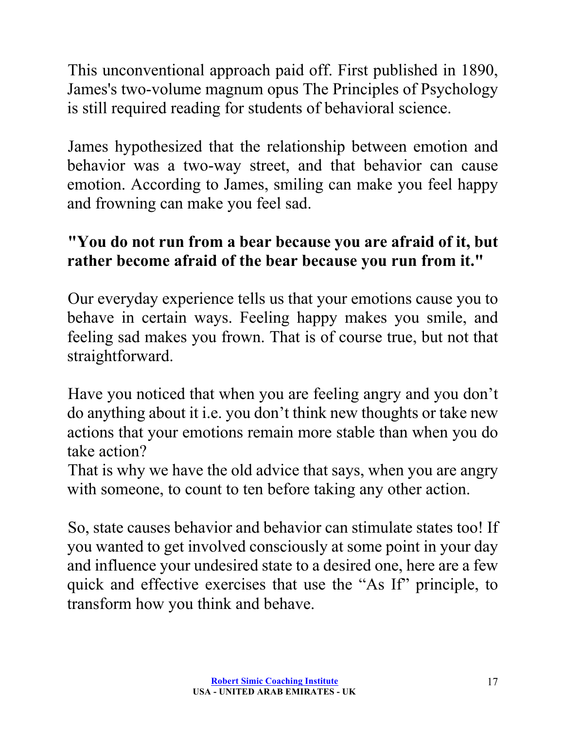This unconventional approach paid off. First published in 1890, James's two-volume magnum opus The Principles of Psychology is still required reading for students of behavioral science.

James hypothesized that the relationship between emotion and behavior was a two-way street, and that behavior can cause emotion. According to James, smiling can make you feel happy and frowning can make you feel sad.

**"You do not run from a bear because you are afraid of it, but rather become afraid of the bear because you run from it."**

Our everyday experience tells us that your emotions cause you to behave in certain ways. Feeling happy makes you smile, and feeling sad makes you frown. That is of course true, but not that straightforward.

Have you noticed that when you are feeling angry and you don't do anything about it i.e. you don't think new thoughts or take new actions that your emotions remain more stable than when you do take action?
That is why we have the old advice that says, when you are angry with someone, to count to ten before taking any other action.

So, state causes behavior and behavior can stimulate states too! If you wanted to get involved consciously at some point in your day and influence your undesired state to a desired one, here are a few quick and effective exercises that use the "As If" principle, to transform how you think and behave.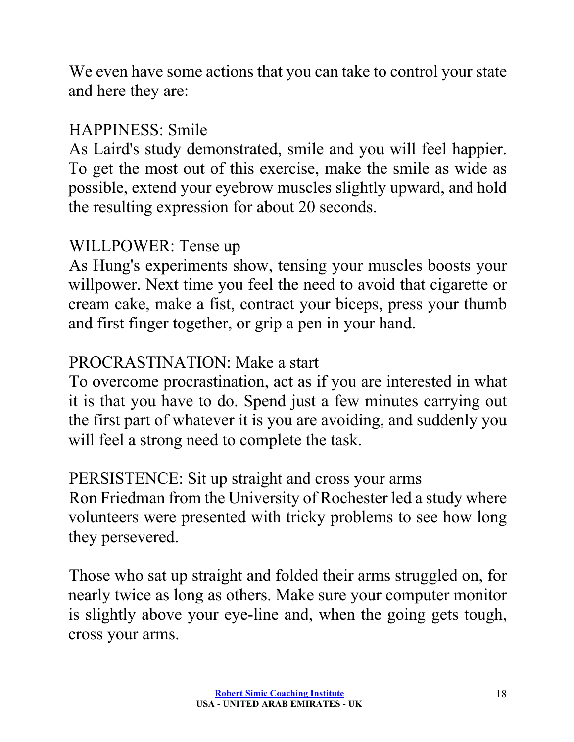We even have some actions that you can take to control your state and here they are:

HAPPINESS: Smile
As Laird's study demonstrated, smile and you will feel happier. To get the most out of this exercise, make the smile as wide as possible, extend your eyebrow muscles slightly upward, and hold the resulting expression for about 20 seconds.

WILLPOWER: Tense up
As Hung's experiments show, tensing your muscles boosts your willpower. Next time you feel the need to avoid that cigarette or cream cake, make a fist, contract your biceps, press your thumb and first finger together, or grip a pen in your hand.

PROCRASTINATION: Make a start
To overcome procrastination, act as if you are interested in what it is that you have to do. Spend just a few minutes carrying out the first part of whatever it is you are avoiding, and suddenly you will feel a strong need to complete the task.

PERSISTENCE: Sit up straight and cross your arms
Ron Friedman from the University of Rochester led a study where volunteers were presented with tricky problems to see how long they persevered.

Those who sat up straight and folded their arms struggled on, for nearly twice as long as others. Make sure your computer monitor is slightly above your eye-line and, when the going gets tough, cross your arms.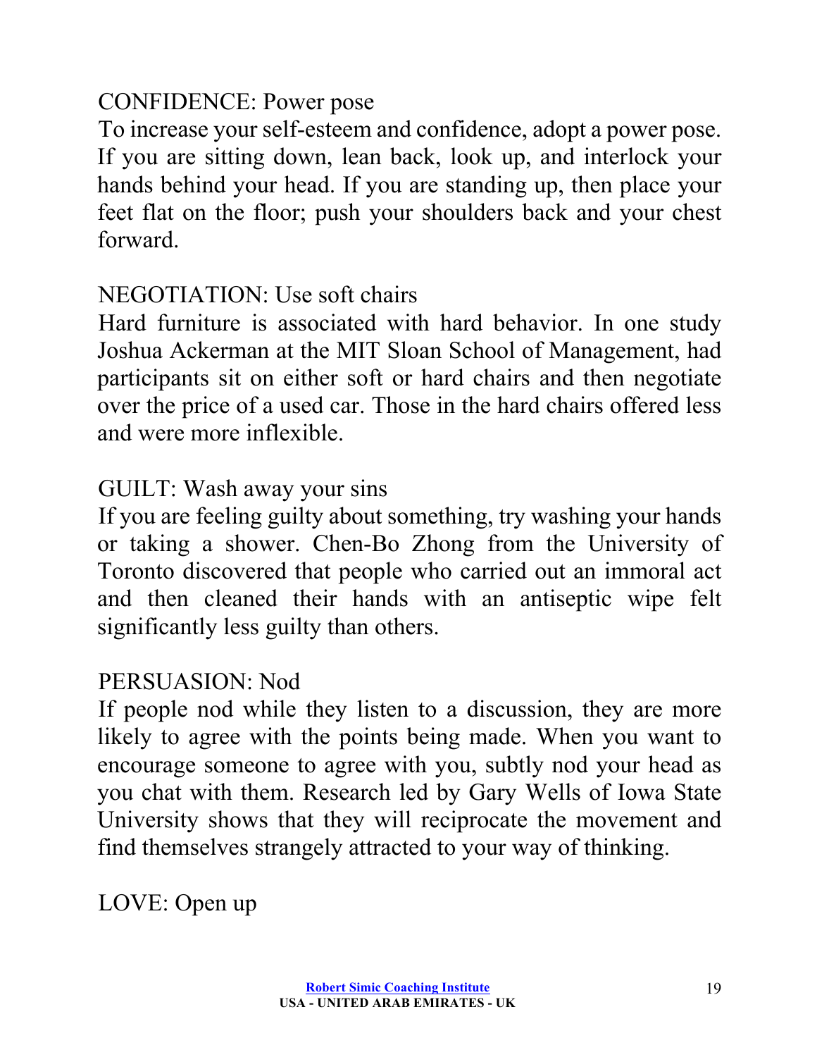CONFIDENCE: Power pose

To increase your self-esteem and confidence, adopt a power pose. If you are sitting down, lean back, look up, and interlock your hands behind your head. If you are standing up, then place your feet flat on the floor; push your shoulders back and your chest forward.

NEGOTIATION: Use soft chairs

Hard furniture is associated with hard behavior. In one study Joshua Ackerman at the MIT Sloan School of Management, had participants sit on either soft or hard chairs and then negotiate over the price of a used car. Those in the hard chairs offered less and were more inflexible.

GUILT: Wash away your sins

If you are feeling guilty about something, try washing your hands or taking a shower. Chen-Bo Zhong from the University of Toronto discovered that people who carried out an immoral act and then cleaned their hands with an antiseptic wipe felt significantly less guilty than others.

PERSUASION: Nod

If people nod while they listen to a discussion, they are more likely to agree with the points being made. When you want to encourage someone to agree with you, subtly nod your head as you chat with them. Research led by Gary Wells of Iowa State University shows that they will reciprocate the movement and find themselves strangely attracted to your way of thinking.

LOVE: Open up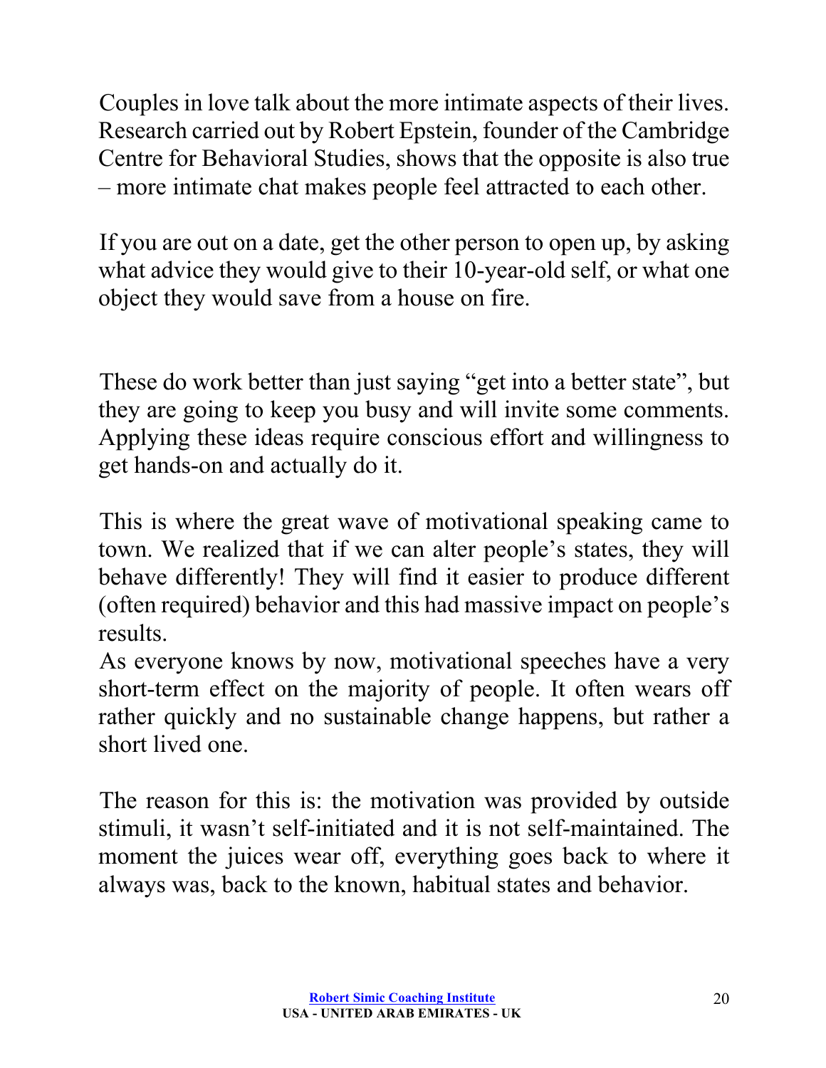Couples in love talk about the more intimate aspects of their lives. Research carried out by Robert Epstein, founder of the Cambridge Centre for Behavioral Studies, shows that the opposite is also true – more intimate chat makes people feel attracted to each other.

If you are out on a date, get the other person to open up, by asking what advice they would give to their 10-year-old self, or what one object they would save from a house on fire.

These do work better than just saying "get into a better state", but they are going to keep you busy and will invite some comments. Applying these ideas require conscious effort and willingness to get hands-on and actually do it.

This is where the great wave of motivational speaking came to town. We realized that if we can alter people's states, they will behave differently! They will find it easier to produce different (often required) behavior and this had massive impact on people's results.

As everyone knows by now, motivational speeches have a very short-term effect on the majority of people. It often wears off rather quickly and no sustainable change happens, but rather a short lived one.

The reason for this is: the motivation was provided by outside stimuli, it wasn't self-initiated and it is not self-maintained. The moment the juices wear off, everything goes back to where it always was, back to the known, habitual states and behavior.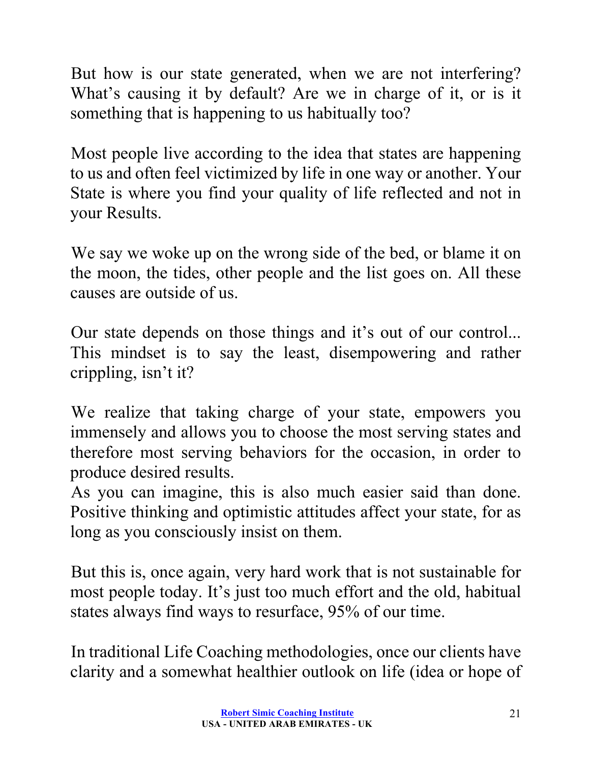But how is our state generated, when we are not interfering? What's causing it by default? Are we in charge of it, or is it something that is happening to us habitually too?

Most people live according to the idea that states are happening to us and often feel victimized by life in one way or another. Your State is where you find your quality of life reflected and not in your Results.

We say we woke up on the wrong side of the bed, or blame it on the moon, the tides, other people and the list goes on. All these causes are outside of us.

Our state depends on those things and it's out of our control... This mindset is to say the least, disempowering and rather crippling, isn't it?

We realize that taking charge of your state, empowers you immensely and allows you to choose the most serving states and therefore most serving behaviors for the occasion, in order to produce desired results.
As you can imagine, this is also much easier said than done. Positive thinking and optimistic attitudes affect your state, for as long as you consciously insist on them.

But this is, once again, very hard work that is not sustainable for most people today. It's just too much effort and the old, habitual states always find ways to resurface, 95% of our time.

In traditional Life Coaching methodologies, once our clients have clarity and a somewhat healthier outlook on life (idea or hope of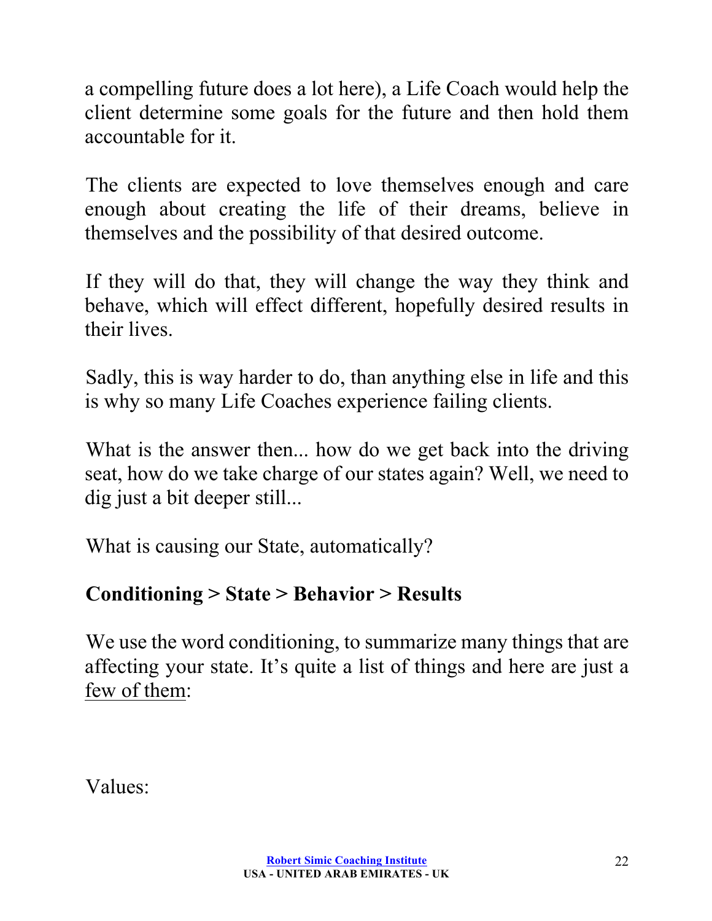a compelling future does a lot here), a Life Coach would help the client determine some goals for the future and then hold them accountable for it.

The clients are expected to love themselves enough and care enough about creating the life of their dreams, believe in themselves and the possibility of that desired outcome.

If they will do that, they will change the way they think and behave, which will effect different, hopefully desired results in their lives.

Sadly, this is way harder to do, than anything else in life and this is why so many Life Coaches experience failing clients.

What is the answer then... how do we get back into the driving seat, how do we take charge of our states again? Well, we need to dig just a bit deeper still...

What is causing our State, automatically?

**Conditioning > State > Behavior > Results**

We use the word conditioning, to summarize many things that are affecting your state. It's quite a list of things and here are just a <u>few of them</u>:

Values: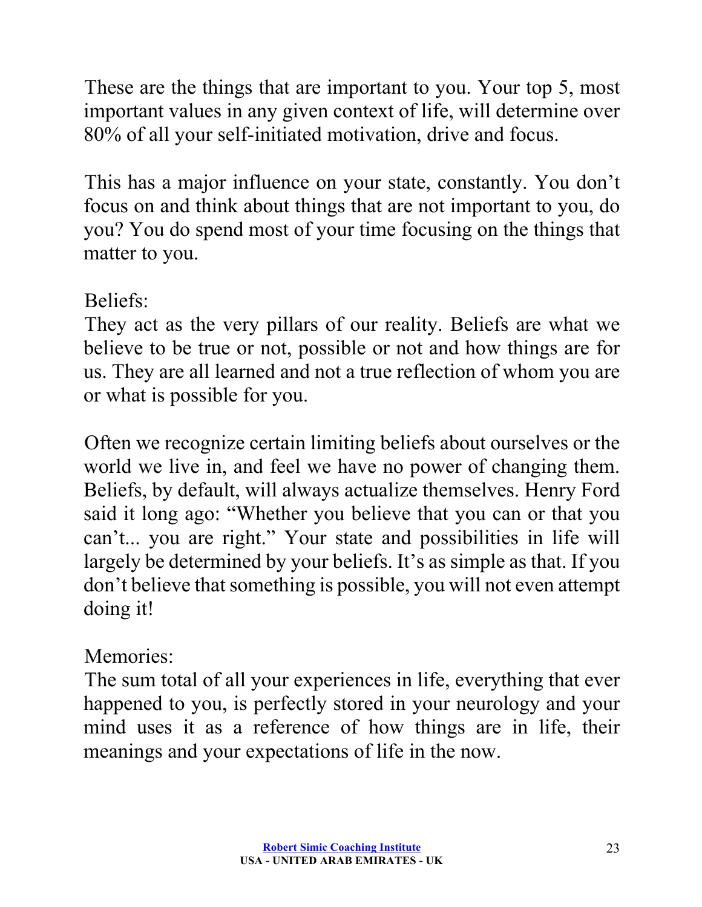These are the things that are important to you. Your top 5, most important values in any given context of life, will determine over 80% of all your self-initiated motivation, drive and focus.

This has a major influence on your state, constantly. You don't focus on and think about things that are not important to you, do you? You do spend most of your time focusing on the things that matter to you.

Beliefs:
They act as the very pillars of our reality. Beliefs are what we believe to be true or not, possible or not and how things are for us. They are all learned and not a true reflection of whom you are or what is possible for you.

Often we recognize certain limiting beliefs about ourselves or the world we live in, and feel we have no power of changing them. Beliefs, by default, will always actualize themselves. Henry Ford said it long ago: "Whether you believe that you can or that you can't... you are right." Your state and possibilities in life will largely be determined by your beliefs. It's as simple as that. If you don't believe that something is possible, you will not even attempt doing it!

Memories:
The sum total of all your experiences in life, everything that ever happened to you, is perfectly stored in your neurology and your mind uses it as a reference of how things are in life, their meanings and your expectations of life in the now.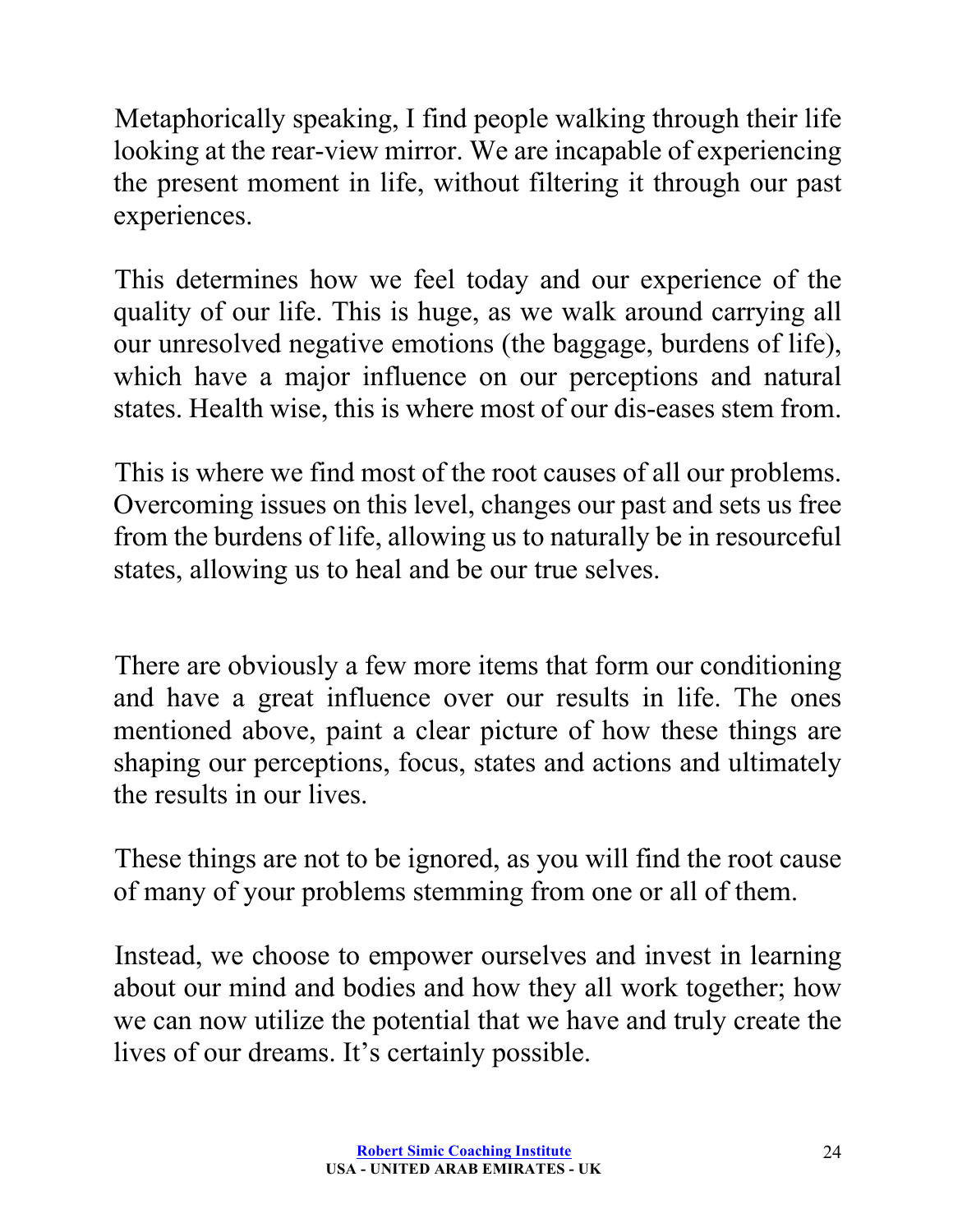Metaphorically speaking, I find people walking through their life looking at the rear-view mirror. We are incapable of experiencing the present moment in life, without filtering it through our past experiences.

This determines how we feel today and our experience of the quality of our life. This is huge, as we walk around carrying all our unresolved negative emotions (the baggage, burdens of life), which have a major influence on our perceptions and natural states. Health wise, this is where most of our dis-eases stem from.

This is where we find most of the root causes of all our problems. Overcoming issues on this level, changes our past and sets us free from the burdens of life, allowing us to naturally be in resourceful states, allowing us to heal and be our true selves.

There are obviously a few more items that form our conditioning and have a great influence over our results in life. The ones mentioned above, paint a clear picture of how these things are shaping our perceptions, focus, states and actions and ultimately the results in our lives.

These things are not to be ignored, as you will find the root cause of many of your problems stemming from one or all of them.

Instead, we choose to empower ourselves and invest in learning about our mind and bodies and how they all work together; how we can now utilize the potential that we have and truly create the lives of our dreams. It's certainly possible.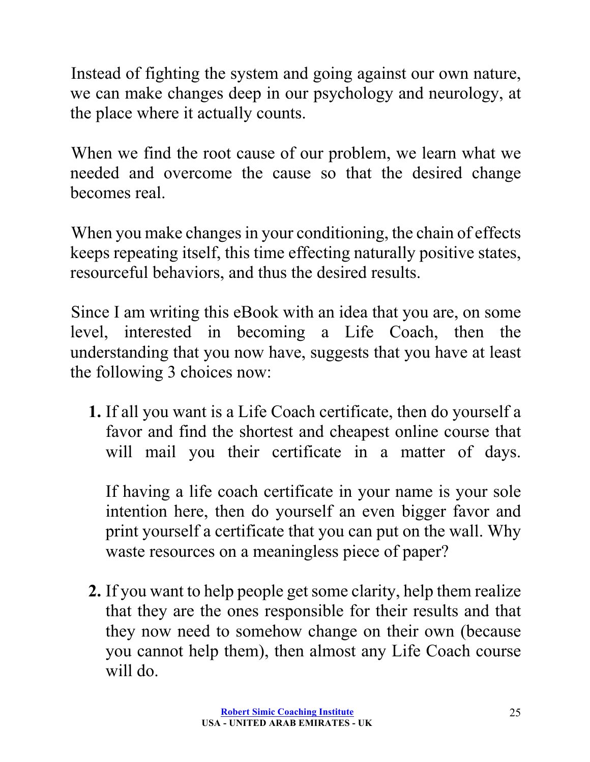Instead of fighting the system and going against our own nature, we can make changes deep in our psychology and neurology, at the place where it actually counts.

When we find the root cause of our problem, we learn what we needed and overcome the cause so that the desired change becomes real.

When you make changes in your conditioning, the chain of effects keeps repeating itself, this time effecting naturally positive states, resourceful behaviors, and thus the desired results.

Since I am writing this eBook with an idea that you are, on some level, interested in becoming a Life Coach, then the understanding that you now have, suggests that you have at least the following 3 choices now:

1. If all you want is a Life Coach certificate, then do yourself a favor and find the shortest and cheapest online course that will mail you their certificate in a matter of days.

   If having a life coach certificate in your name is your sole intention here, then do yourself an even bigger favor and print yourself a certificate that you can put on the wall. Why waste resources on a meaningless piece of paper?

2. If you want to help people get some clarity, help them realize that they are the ones responsible for their results and that they now need to somehow change on their own (because you cannot help them), then almost any Life Coach course will do.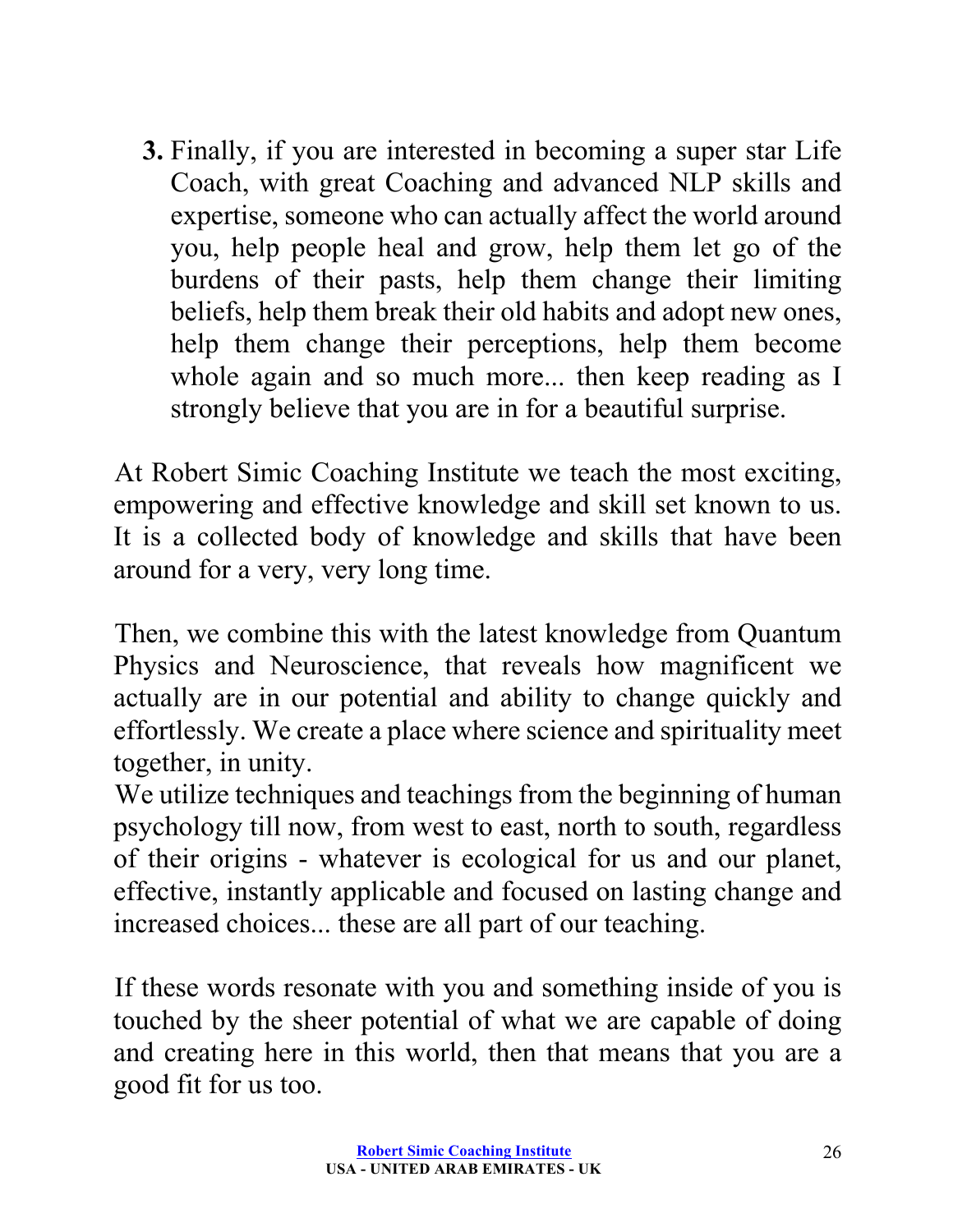3. Finally, if you are interested in becoming a super star Life Coach, with great Coaching and advanced NLP skills and expertise, someone who can actually affect the world around you, help people heal and grow, help them let go of the burdens of their pasts, help them change their limiting beliefs, help them break their old habits and adopt new ones, help them change their perceptions, help them become whole again and so much more... then keep reading as I strongly believe that you are in for a beautiful surprise.

At Robert Simic Coaching Institute we teach the most exciting, empowering and effective knowledge and skill set known to us. It is a collected body of knowledge and skills that have been around for a very, very long time.

Then, we combine this with the latest knowledge from Quantum Physics and Neuroscience, that reveals how magnificent we actually are in our potential and ability to change quickly and effortlessly. We create a place where science and spirituality meet together, in unity.

We utilize techniques and teachings from the beginning of human psychology till now, from west to east, north to south, regardless of their origins - whatever is ecological for us and our planet, effective, instantly applicable and focused on lasting change and increased choices... these are all part of our teaching.

If these words resonate with you and something inside of you is touched by the sheer potential of what we are capable of doing and creating here in this world, then that means that you are a good fit for us too.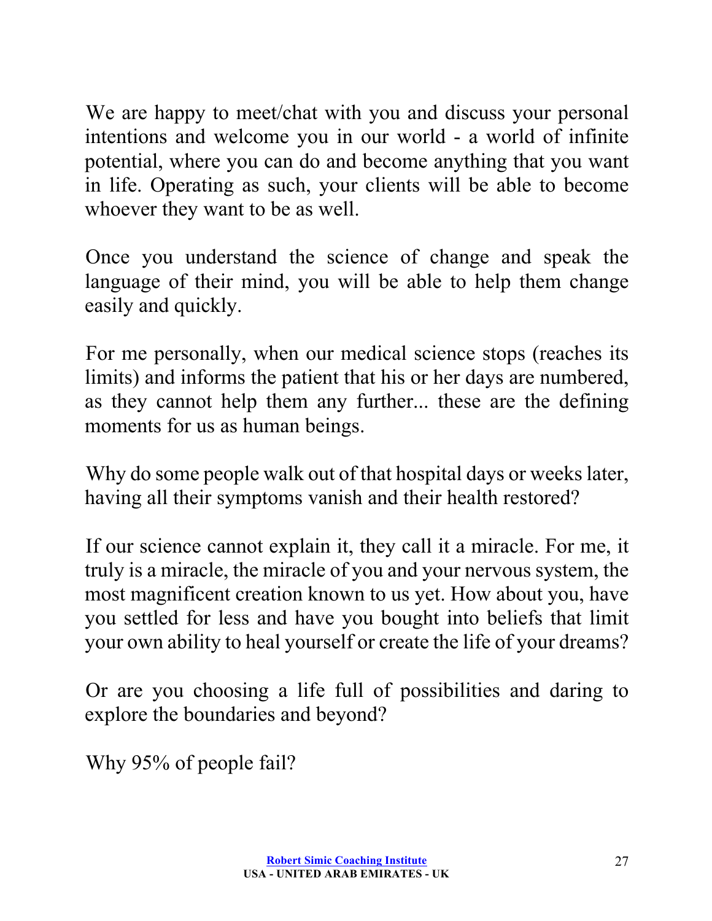We are happy to meet/chat with you and discuss your personal intentions and welcome you in our world - a world of infinite potential, where you can do and become anything that you want in life. Operating as such, your clients will be able to become whoever they want to be as well.

Once you understand the science of change and speak the language of their mind, you will be able to help them change easily and quickly.

For me personally, when our medical science stops (reaches its limits) and informs the patient that his or her days are numbered, as they cannot help them any further... these are the defining moments for us as human beings.

Why do some people walk out of that hospital days or weeks later, having all their symptoms vanish and their health restored?

If our science cannot explain it, they call it a miracle. For me, it truly is a miracle, the miracle of you and your nervous system, the most magnificent creation known to us yet. How about you, have you settled for less and have you bought into beliefs that limit your own ability to heal yourself or create the life of your dreams?

Or are you choosing a life full of possibilities and daring to explore the boundaries and beyond?

Why 95% of people fail?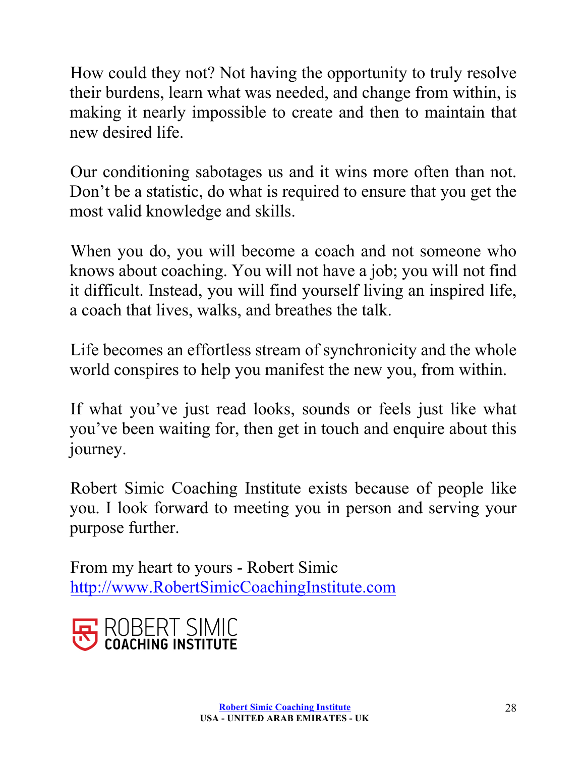How could they not? Not having the opportunity to truly resolve their burdens, learn what was needed, and change from within, is making it nearly impossible to create and then to maintain that new desired life.

Our conditioning sabotages us and it wins more often than not. Don't be a statistic, do what is required to ensure that you get the most valid knowledge and skills.

When you do, you will become a coach and not someone who knows about coaching. You will not have a job; you will not find it difficult. Instead, you will find yourself living an inspired life, a coach that lives, walks, and breathes the talk.

Life becomes an effortless stream of synchronicity and the whole world conspires to help you manifest the new you, from within.

If what you've just read looks, sounds or feels just like what you've been waiting for, then get in touch and enquire about this journey.

Robert Simic Coaching Institute exists because of people like you. I look forward to meeting you in person and serving your purpose further.

From my heart to yours - Robert Simic
[http://www.RobertSimicCoachingInstitute.com](http://www.RobertSimicCoachingInstitute.com)

ROBERT SIMIC
COACHING INSTITUTE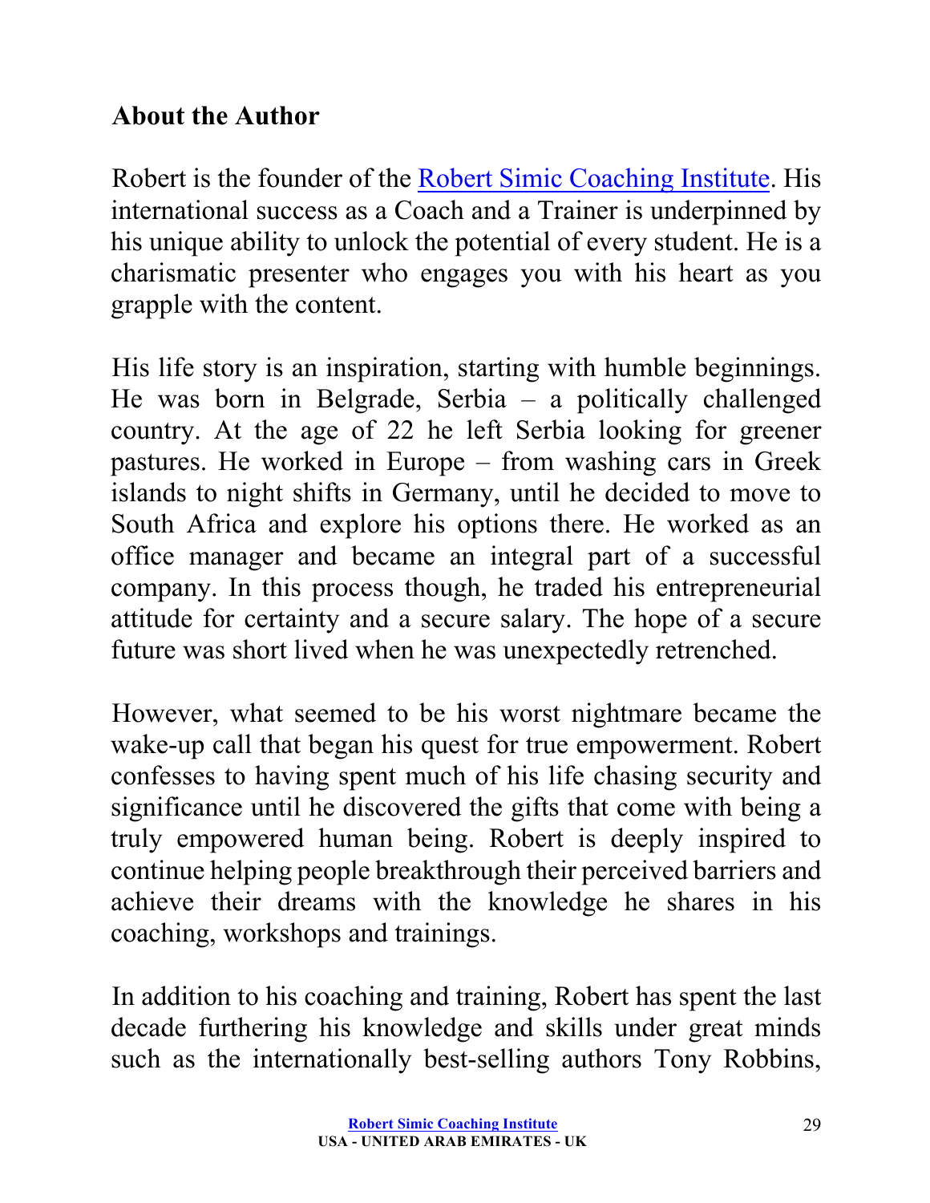## About the Author

Robert is the founder of the Robert Simic Coaching Institute. His international success as a Coach and a Trainer is underpinned by his unique ability to unlock the potential of every student. He is a charismatic presenter who engages you with his heart as you grapple with the content.

His life story is an inspiration, starting with humble beginnings. He was born in Belgrade, Serbia – a politically challenged country. At the age of 22 he left Serbia looking for greener pastures. He worked in Europe – from washing cars in Greek islands to night shifts in Germany, until he decided to move to South Africa and explore his options there. He worked as an office manager and became an integral part of a successful company. In this process though, he traded his entrepreneurial attitude for certainty and a secure salary. The hope of a secure future was short lived when he was unexpectedly retrenched.

However, what seemed to be his worst nightmare became the wake-up call that began his quest for true empowerment. Robert confesses to having spent much of his life chasing security and significance until he discovered the gifts that come with being a truly empowered human being. Robert is deeply inspired to continue helping people breakthrough their perceived barriers and achieve their dreams with the knowledge he shares in his coaching, workshops and trainings.

In addition to his coaching and training, Robert has spent the last decade furthering his knowledge and skills under great minds such as the internationally best-selling authors Tony Robbins,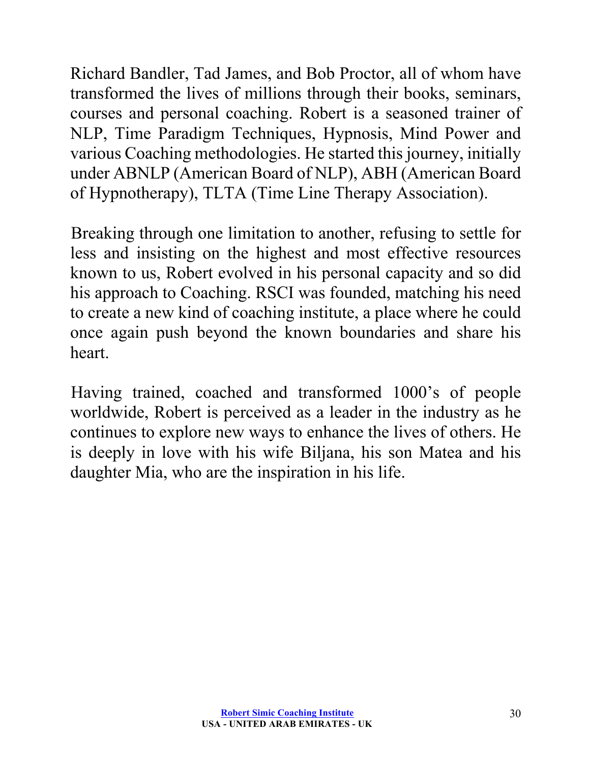Richard Bandler, Tad James, and Bob Proctor, all of whom have transformed the lives of millions through their books, seminars, courses and personal coaching. Robert is a seasoned trainer of NLP, Time Paradigm Techniques, Hypnosis, Mind Power and various Coaching methodologies. He started this journey, initially under ABNLP (American Board of NLP), ABH (American Board of Hypnotherapy), TLTA (Time Line Therapy Association).

Breaking through one limitation to another, refusing to settle for less and insisting on the highest and most effective resources known to us, Robert evolved in his personal capacity and so did his approach to Coaching. RSCI was founded, matching his need to create a new kind of coaching institute, a place where he could once again push beyond the known boundaries and share his heart.

Having trained, coached and transformed 1000's of people worldwide, Robert is perceived as a leader in the industry as he continues to explore new ways to enhance the lives of others. He is deeply in love with his wife Biljana, his son Matea and his daughter Mia, who are the inspiration in his life.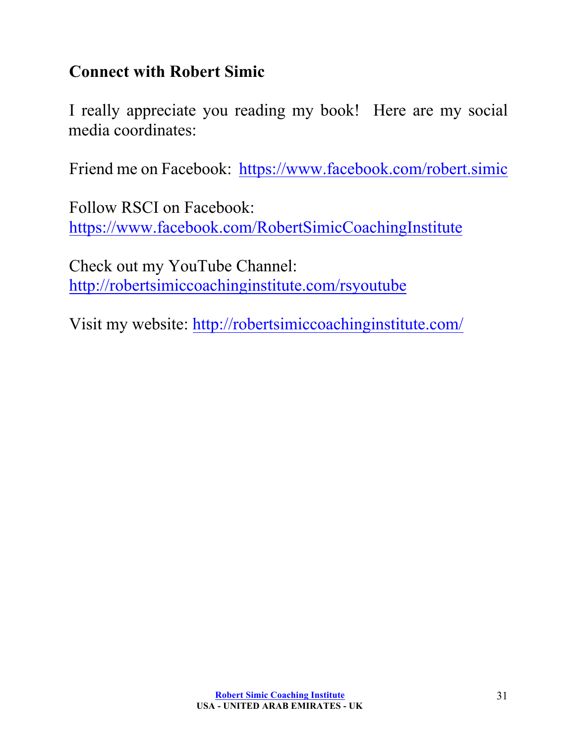## Connect with Robert Simic

I really appreciate you reading my book!  Here are my social media coordinates:

Friend me on Facebook:  https://www.facebook.com/robert.simic

Follow RSCI on Facebook:
https://www.facebook.com/RobertSimicCoachingInstitute

Check out my YouTube Channel:
http://robertsimiccoachinginstitute.com/rsyoutube

Visit my website: http://robertsimiccoachinginstitute.com/